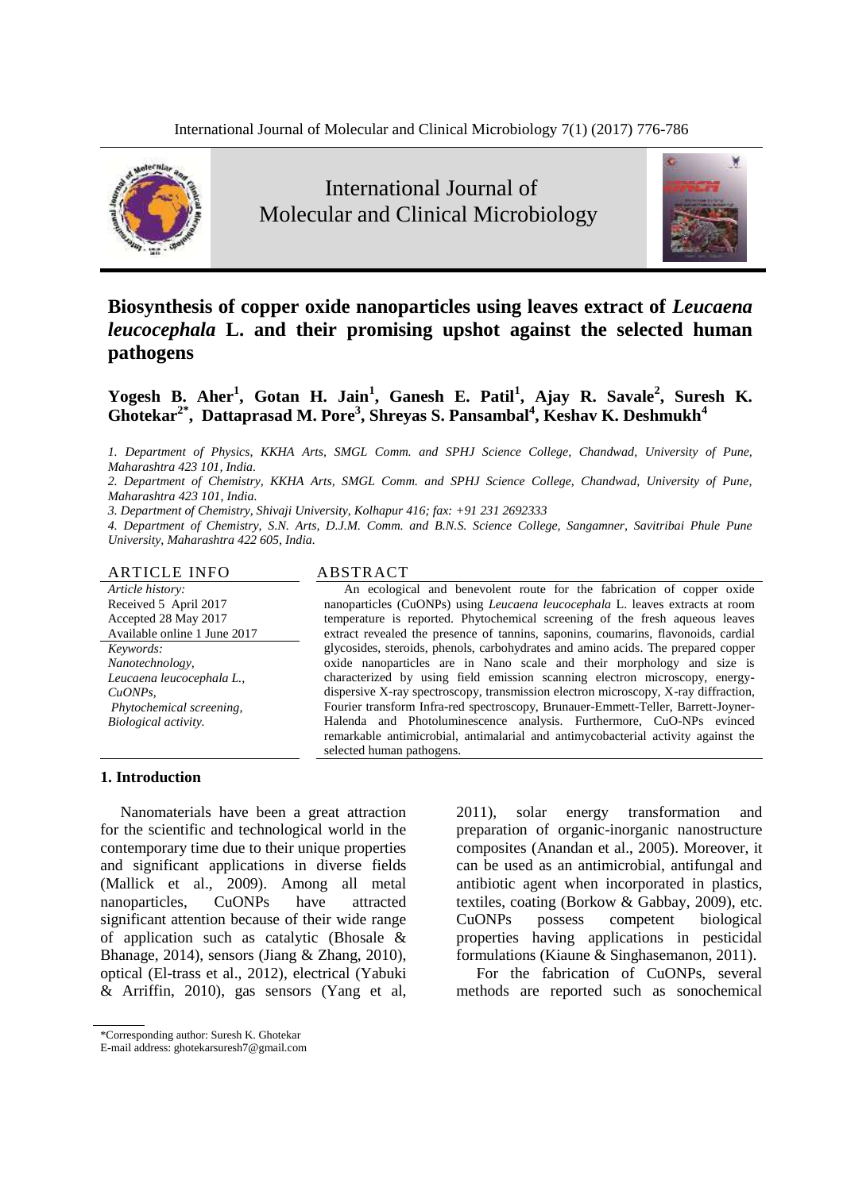International Journal of Molecular and Clinical Microbiology

# Biosynthesis of copper oxide nanoparticles using leaves extract of *Leucaena leucocephala* L. and their promising upshot against the selected human pathogens

**Yogesh B. Aher[1], Gotan H. Jain[1], Ganesh E. Patil[1], Ajay R. Savale[2], Suresh K. Ghotekar[2*], Dattaprasad M. Pore[3], Shreyas S. Pansambal[4], Keshav K. Deshmukh[4]**

*1. Department of Physics, KKHA Arts, SMGL Comm. and SPHJ Science College, Chandwad, University of Pune, Maharashtra 423 101, India.*

*2. Department of Chemistry, KKHA Arts, SMGL Comm. and SPHJ Science College, Chandwad, University of Pune, Maharashtra 423 101, India.*

*3. Department of Chemistry, Shivaji University, Kolhapur 416; fax: +91 231 2692333*

*4. Department of Chemistry, S.N. Arts, D.J.M. Comm. and B.N.S. Science College, Sangamner, Savitribai Phule Pune University, Maharashtra 422 605, India.*

## ARTICLE INFO

*Article history:*
Received 5 April 2017
Accepted 28 May 2017
Available online 1 June 2017

*Keywords:*
*Nanotechnology,*
*Leucaena leucocephala L.,*
*CuONPs,*
*Phytochemical screening,*
*Biological activity.*

## ABSTRACT

An ecological and benevolent route for the fabrication of copper oxide nanoparticles (CuONPs) using *Leucaena leucocephala* L. leaves extracts at room temperature is reported. Phytochemical screening of the fresh aqueous leaves extract revealed the presence of tannins, saponins, coumarins, flavonoids, cardial glycosides, steroids, phenols, carbohydrates and amino acids. The prepared copper oxide nanoparticles are in Nano scale and their morphology and size is characterized by using field emission scanning electron microscopy, energy-dispersive X-ray spectroscopy, transmission electron microscopy, X-ray diffraction, Fourier transform Infra-red spectroscopy, Brunauer-Emmett-Teller, Barrett-Joyner-Halenda and Photoluminescence analysis. Furthermore, CuO-NPs evinced remarkable antimicrobial, antimalarial and antimycobacterial activity against the selected human pathogens.

## 1. Introduction

Nanomaterials have been a great attraction for the scientific and technological world in the contemporary time due to their unique properties and significant applications in diverse fields (Mallick et al., 2009). Among all metal nanoparticles, CuONPs have attracted significant attention because of their wide range of application such as catalytic (Bhosale & Bhanage, 2014), sensors (Jiang & Zhang, 2010), optical (El-trass et al., 2012), electrical (Yabuki & Arriffin, 2010), gas sensors (Yang et al, 2011), solar energy transformation and preparation of organic-inorganic nanostructure composites (Anandan et al., 2005). Moreover, it can be used as an antimicrobial, antifungal and antibiotic agent when incorporated in plastics, textiles, coating (Borkow & Gabbay, 2009), etc. CuONPs possess competent biological properties having applications in pesticidal formulations (Kiaune & Singhasemanon, 2011).

For the fabrication of CuONPs, several methods are reported such as sonochemical

\*Corresponding author: Suresh K. Ghotekar
E-mail address: ghotekarsuresh7@gmail.com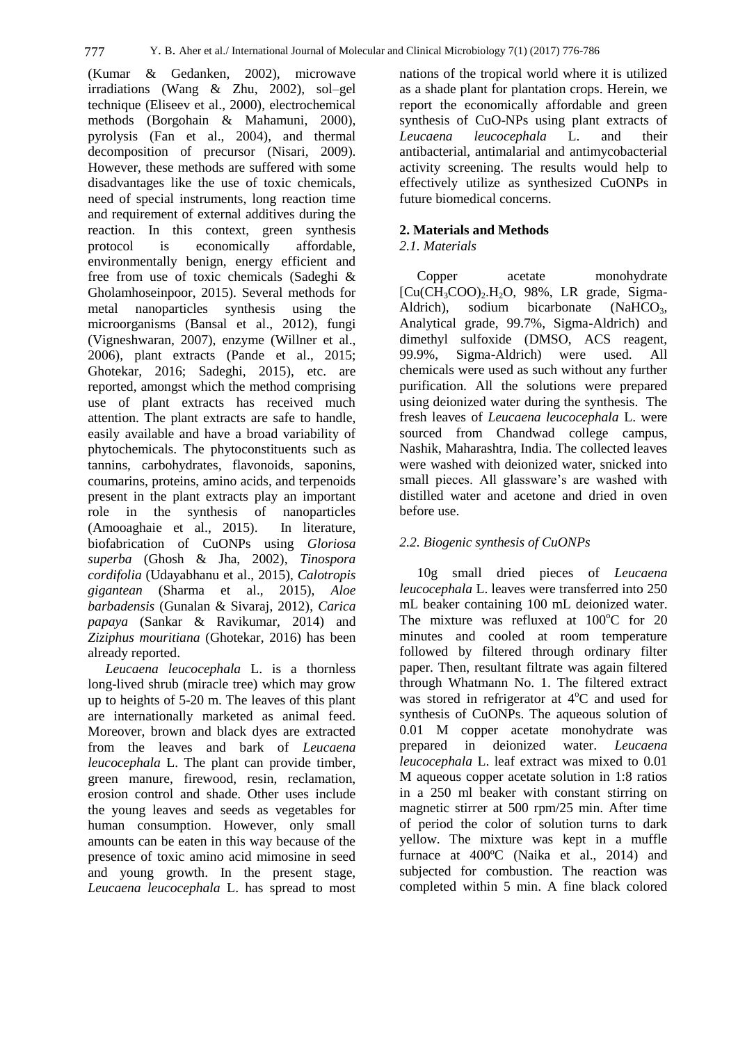(Kumar & Gedanken, 2002), microwave irradiations (Wang & Zhu, 2002), sol–gel technique (Eliseev et al., 2000), electrochemical methods (Borgohain & Mahamuni, 2000), pyrolysis (Fan et al., 2004), and thermal decomposition of precursor (Nisari, 2009). However, these methods are suffered with some disadvantages like the use of toxic chemicals, need of special instruments, long reaction time and requirement of external additives during the reaction. In this context, green synthesis protocol is economically affordable, environmentally benign, energy efficient and free from use of toxic chemicals (Sadeghi & Gholamhoseinpoor, 2015). Several methods for metal nanoparticles synthesis using the microorganisms (Bansal et al., 2012), fungi (Vigneshwaran, 2007), enzyme (Willner et al., 2006), plant extracts (Pande et al., 2015; Ghotekar, 2016; Sadeghi, 2015), etc. are reported, amongst which the method comprising use of plant extracts has received much attention. The plant extracts are safe to handle, easily available and have a broad variability of phytochemicals. The phytoconstituents such as tannins, carbohydrates, flavonoids, saponins, coumarins, proteins, amino acids, and terpenoids present in the plant extracts play an important role in the synthesis of nanoparticles (Amooaghaie et al., 2015). In literature, biofabrication of CuONPs using *Gloriosa superba* (Ghosh & Jha, 2002), *Tinospora cordifolia* (Udayabhanu et al., 2015), *Calotropis gigantean* (Sharma et al., 2015), *Aloe barbadensis* (Gunalan & Sivaraj, 2012), *Carica papaya* (Sankar & Ravikumar, 2014) and *Ziziphus mouritiana* (Ghotekar, 2016) has been already reported.

*Leucaena leucocephala* L. is a thornless long-lived shrub (miracle tree) which may grow up to heights of 5-20 m. The leaves of this plant are internationally marketed as animal feed. Moreover, brown and black dyes are extracted from the leaves and bark of *Leucaena leucocephala* L. The plant can provide timber, green manure, firewood, resin, reclamation, erosion control and shade. Other uses include the young leaves and seeds as vegetables for human consumption. However, only small amounts can be eaten in this way because of the presence of toxic amino acid mimosine in seed and young growth. In the present stage, *Leucaena leucocephala* L. has spread to most nations of the tropical world where it is utilized as a shade plant for plantation crops. Herein, we report the economically affordable and green synthesis of CuO-NPs using plant extracts of *Leucaena leucocephala* L. and their antibacterial, antimalarial and antimycobacterial activity screening. The results would help to effectively utilize as synthesized CuONPs in future biomedical concerns.

## 2. Materials and Methods

### *2.1. Materials*

Copper acetate monohydrate $[Cu(CH_3COO)_2.H_2O$, 98%, LR grade, Sigma-Aldrich), sodium bicarbonate ($NaHCO_3$, Analytical grade, 99.7%, Sigma-Aldrich) and dimethyl sulfoxide (DMSO, ACS reagent, 99.9%, Sigma-Aldrich) were used. All chemicals were used as such without any further purification. All the solutions were prepared using deionized water during the synthesis. The fresh leaves of *Leucaena leucocephala* L. were sourced from Chandwad college campus, Nashik, Maharashtra, India. The collected leaves were washed with deionized water, snicked into small pieces. All glassware's are washed with distilled water and acetone and dried in oven before use.

### *2.2. Biogenic synthesis of CuONPs*

10g small dried pieces of *Leucaena leucocephala* L. leaves were transferred into 250 mL beaker containing 100 mL deionized water. The mixture was refluxed at 100°C for 20 minutes and cooled at room temperature followed by filtered through ordinary filter paper. Then, resultant filtrate was again filtered through Whatmann No. 1. The filtered extract was stored in refrigerator at 4°C and used for synthesis of CuONPs. The aqueous solution of 0.01 M copper acetate monohydrate was prepared in deionized water. *Leucaena leucocephala* L. leaf extract was mixed to 0.01 M aqueous copper acetate solution in 1:8 ratios in a 250 ml beaker with constant stirring on magnetic stirrer at 500 rpm/25 min. After time of period the color of solution turns to dark yellow. The mixture was kept in a muffle furnace at 400ºC (Naika et al., 2014) and subjected for combustion. The reaction was completed within 5 min. A fine black colored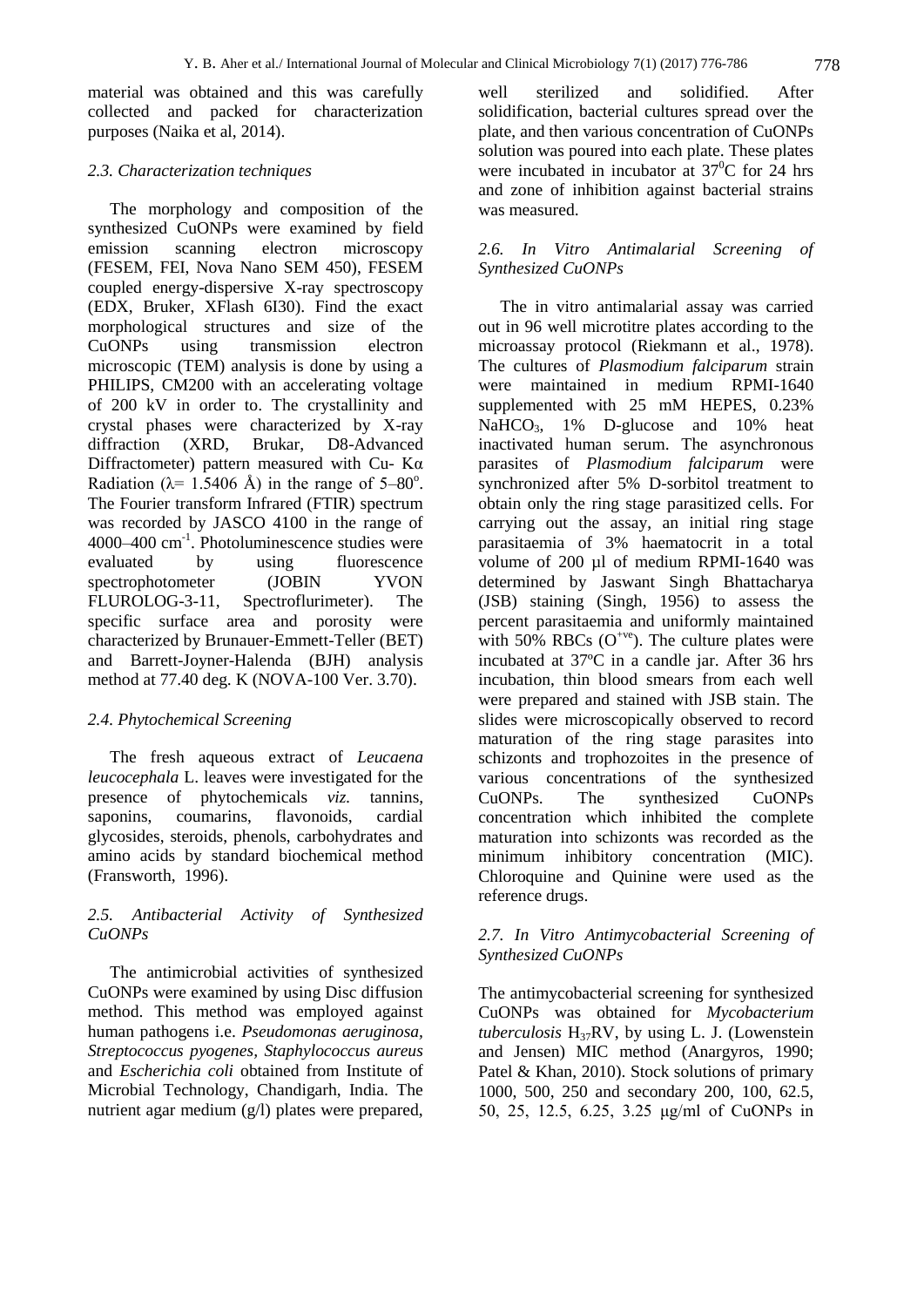material was obtained and this was carefully collected and packed for characterization purposes (Naika et al, 2014).

### *2.3. Characterization techniques*

The morphology and composition of the synthesized CuONPs were examined by field emission scanning electron microscopy (FESEM, FEI, Nova Nano SEM 450), FESEM coupled energy-dispersive X-ray spectroscopy (EDX, Bruker, XFlash 6I30). Find the exact morphological structures and size of the CuONPs using transmission electron microscopic (TEM) analysis is done by using a PHILIPS, CM200 with an accelerating voltage of 200 kV in order to. The crystallinity and crystal phases were characterized by X-ray diffraction (XRD, Brukar, D8-Advanced Diffractometer) pattern measured with Cu- Kα Radiation (λ= 1.5406 Å) in the range of 5–80°. The Fourier transform Infrared (FTIR) spectrum was recorded by JASCO 4100 in the range of 4000–400 $cm^{-1}$. Photoluminescence studies were evaluated by using fluorescence spectrophotometer (JOBIN YVON FLUROLOG-3-11, Spectroflurimeter). The specific surface area and porosity were characterized by Brunauer-Emmett-Teller (BET) and Barrett-Joyner-Halenda (BJH) analysis method at 77.40 deg. K (NOVA-100 Ver. 3.70).

### *2.4. Phytochemical Screening*

The fresh aqueous extract of *Leucaena leucocephala* L. leaves were investigated for the presence of phytochemicals *viz.* tannins, saponins, coumarins, flavonoids, cardial glycosides, steroids, phenols, carbohydrates and amino acids by standard biochemical method (Fransworth, 1996).

### *2.5. Antibacterial Activity of Synthesized CuONPs*

The antimicrobial activities of synthesized CuONPs were examined by using Disc diffusion method. This method was employed against human pathogens i.e. *Pseudomonas aeruginosa, Streptococcus pyogenes, Staphylococcus aureus* and *Escherichia coli* obtained from Institute of Microbial Technology, Chandigarh, India. The nutrient agar medium (g/l) plates were prepared, well sterilized and solidified. After solidification, bacterial cultures spread over the plate, and then various concentration of CuONPs solution was poured into each plate. These plates were incubated in incubator at $37^0$C for 24 hrs and zone of inhibition against bacterial strains was measured.

### *2.6. In Vitro Antimalarial Screening of Synthesized CuONPs*

The in vitro antimalarial assay was carried out in 96 well microtitre plates according to the microassay protocol (Riekmann et al., 1978). The cultures of *Plasmodium falciparum* strain were maintained in medium RPMI-1640 supplemented with 25 mM HEPES, 0.23% $NaHCO_3$, 1% D-glucose and 10% heat inactivated human serum. The asynchronous parasites of *Plasmodium falciparum* were synchronized after 5% D-sorbitol treatment to obtain only the ring stage parasitized cells. For carrying out the assay, an initial ring stage parasitaemia of 3% haematocrit in a total volume of 200 µl of medium RPMI-1640 was determined by Jaswant Singh Bhattacharya (JSB) staining (Singh, 1956) to assess the percent parasitaemia and uniformly maintained with 50% RBCs ($O^{+ve}$). The culture plates were incubated at 37ºC in a candle jar. After 36 hrs incubation, thin blood smears from each well were prepared and stained with JSB stain. The slides were microscopically observed to record maturation of the ring stage parasites into schizonts and trophozoites in the presence of various concentrations of the synthesized CuONPs. The synthesized CuONPs concentration which inhibited the complete maturation into schizonts was recorded as the minimum inhibitory concentration (MIC). Chloroquine and Quinine were used as the reference drugs.

### *2.7. In Vitro Antimycobacterial Screening of Synthesized CuONPs*

The antimycobacterial screening for synthesized CuONPs was obtained for *Mycobacterium tuberculosis* $H_{37}$RV, by using L. J. (Lowenstein and Jensen) MIC method (Anargyros, 1990; Patel & Khan, 2010). Stock solutions of primary 1000, 500, 250 and secondary 200, 100, 62.5, 50, 25, 12.5, 6.25, 3.25 μg/ml of CuONPs in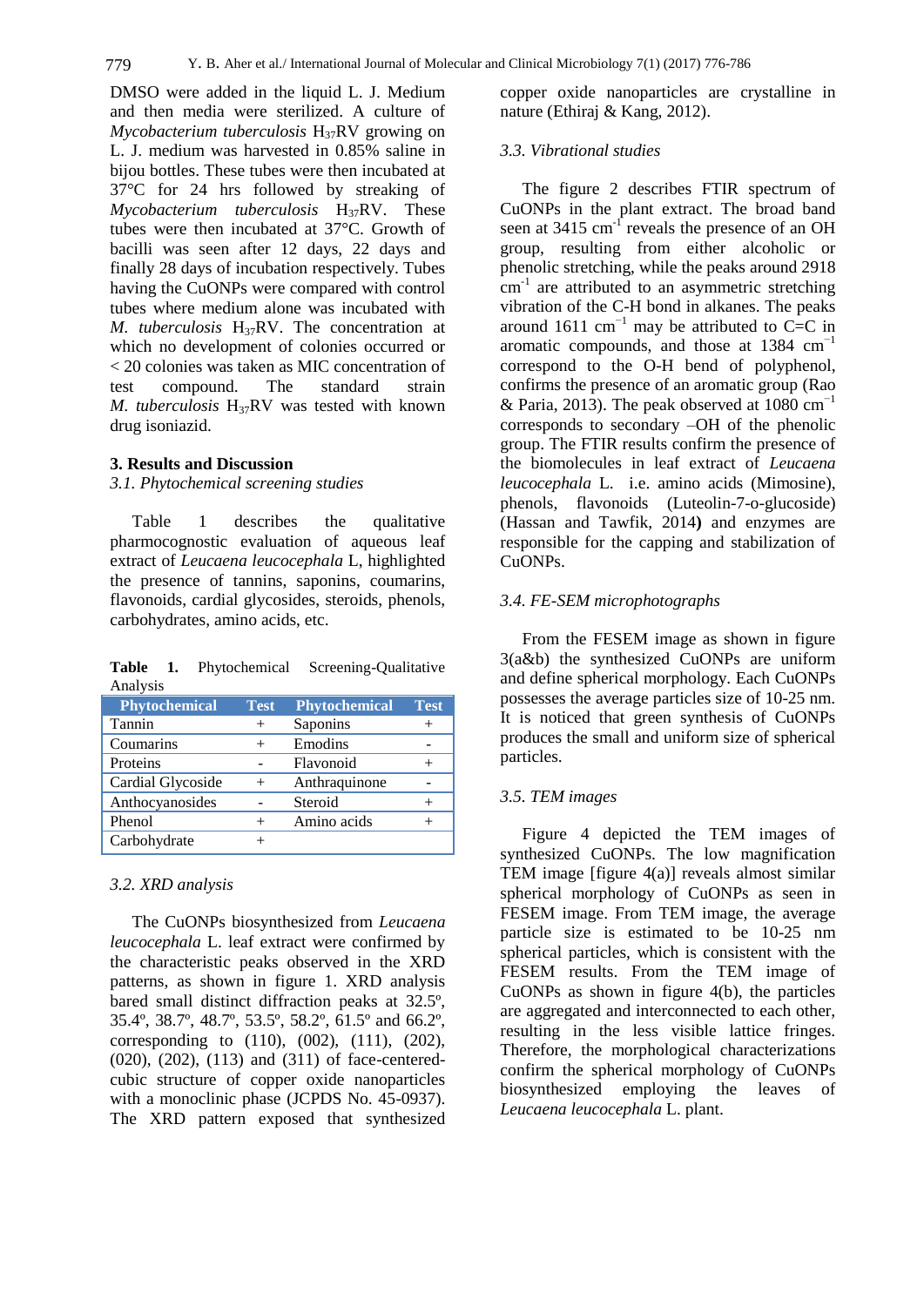DMSO were added in the liquid L. J. Medium and then media were sterilized. A culture of *Mycobacterium tuberculosis* $H_{37}RV$ growing on L. J. medium was harvested in 0.85% saline in bijou bottles. These tubes were then incubated at 37°C for 24 hrs followed by streaking of *Mycobacterium tuberculosis* $H_{37}RV$. These tubes were then incubated at 37°C. Growth of bacilli was seen after 12 days, 22 days and finally 28 days of incubation respectively. Tubes having the CuONPs were compared with control tubes where medium alone was incubated with *M. tuberculosis* $H_{37}RV$. The concentration at which no development of colonies occurred or < 20 colonies was taken as MIC concentration of test compound. The standard strain *M. tuberculosis* $H_{37}RV$ was tested with known drug isoniazid.

## 3. Results and Discussion

### *3.1. Phytochemical screening studies*

Table 1 describes the qualitative pharmacognostic evaluation of aqueous leaf extract of *Leucaena leucocephala* L, highlighted the presence of tannins, saponins, coumarins, flavonoids, cardial glycosides, steroids, phenols, carbohydrates, amino acids, etc.

**Table 1.** Phytochemical Screening-Qualitative Analysis

| Phytochemical | Test | Phytochemical | Test |
|---|---|---|---|
| Tannin | + | Saponins | + |
| Coumarins | + | Emodins | - |
| Proteins | - | Flavonoid | + |
| Cardial Glycoside | + | Anthraquinone | - |
| Anthocyanosides | - | Steroid | + |
| Phenol | + | Amino acids | + |
| Carbohydrate | + | | |

### *3.2. XRD analysis*

The CuONPs biosynthesized from *Leucaena leucocephala* L. leaf extract were confirmed by the characteristic peaks observed in the XRD patterns, as shown in figure 1. XRD analysis bared small distinct diffraction peaks at 32.5º, 35.4º, 38.7º, 48.7º, 53.5º, 58.2º, 61.5º and 66.2º, corresponding to (110), (002), (111), (202), (020), (202), (113) and (311) of face-centered-cubic structure of copper oxide nanoparticles with a monoclinic phase (JCPDS No. 45-0937). The XRD pattern exposed that synthesized copper oxide nanoparticles are crystalline in nature (Ethiraj & Kang, 2012).

### *3.3. Vibrational studies*

The figure 2 describes FTIR spectrum of CuONPs in the plant extract. The broad band seen at 3415 $cm^{-1}$ reveals the presence of an OH group, resulting from either alcoholic or phenolic stretching, while the peaks around 2918 $cm^{-1}$ are attributed to an asymmetric stretching vibration of the C-H bond in alkanes. The peaks around 1611 $cm^{-1}$ may be attributed to C=C in aromatic compounds, and those at 1384 $cm^{-1}$ correspond to the O-H bend of polyphenol, confirms the presence of an aromatic group (Rao & Paria, 2013). The peak observed at 1080 $cm^{-1}$ corresponds to secondary –OH of the phenolic group. The FTIR results confirm the presence of the biomolecules in leaf extract of *Leucaena leucocephala* L. i.e. amino acids (Mimosine), phenols, flavonoids (Luteolin-7-o-glucoside) (Hassan and Tawfik, 2014**)** and enzymes are responsible for the capping and stabilization of CuONPs.

### *3.4. FE-SEM microphotographs*

From the FESEM image as shown in figure 3(a&b) the synthesized CuONPs are uniform and define spherical morphology. Each CuONPs possesses the average particles size of 10-25 nm. It is noticed that green synthesis of CuONPs produces the small and uniform size of spherical particles.

### *3.5. TEM images*

Figure 4 depicted the TEM images of synthesized CuONPs. The low magnification TEM image [figure 4(a)] reveals almost similar spherical morphology of CuONPs as seen in FESEM image. From TEM image, the average particle size is estimated to be 10-25 nm spherical particles, which is consistent with the FESEM results. From the TEM image of CuONPs as shown in figure 4(b), the particles are aggregated and interconnected to each other, resulting in the less visible lattice fringes. Therefore, the morphological characterizations confirm the spherical morphology of CuONPs biosynthesized employing the leaves of *Leucaena leucocephala* L. plant.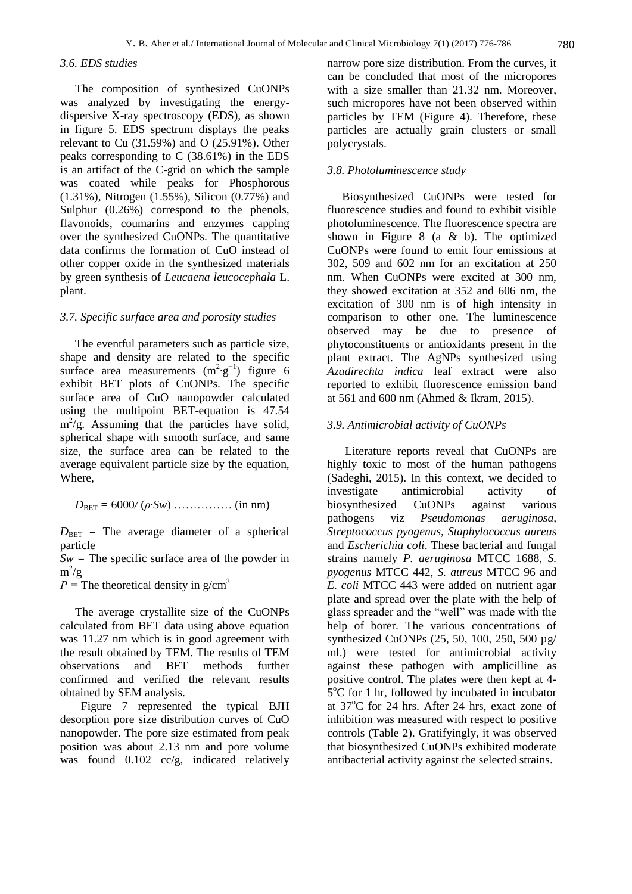### 3.6. EDS studies

The composition of synthesized CuONPs was analyzed by investigating the energy-dispersive X-ray spectroscopy (EDS), as shown in figure 5. EDS spectrum displays the peaks relevant to Cu (31.59%) and O (25.91%). Other peaks corresponding to C (38.61%) in the EDS is an artifact of the C-grid on which the sample was coated while peaks for Phosphorous (1.31%), Nitrogen (1.55%), Silicon (0.77%) and Sulphur (0.26%) correspond to the phenols, flavonoids, coumarins and enzymes capping over the synthesized CuONPs. The quantitative data confirms the formation of CuO instead of other copper oxide in the synthesized materials by green synthesis of *Leucaena leucocephala* L. plant.

### 3.7. Specific surface area and porosity studies

The eventful parameters such as particle size, shape and density are related to the specific surface area measurements ($m^2 \cdot g^{-1}$) figure 6 exhibit BET plots of CuONPs. The specific surface area of CuO nanopowder calculated using the multipoint BET-equation is 47.54 $m^2/g$. Assuming that the particles have solid, spherical shape with smooth surface, and same size, the surface area can be related to the average equivalent particle size by the equation, Where,

$D_{BET} = 6000/(\rho \cdot Sw)$ …………… (in nm)

$D_{BET}$ = The average diameter of a spherical particle

$Sw$ = The specific surface area of the powder in $m^2/g$

$P$ = The theoretical density in $g/cm^3$

The average crystallite size of the CuONPs calculated from BET data using above equation was 11.27 nm which is in good agreement with the result obtained by TEM. The results of TEM observations and BET methods further confirmed and verified the relevant results obtained by SEM analysis.

Figure 7 represented the typical BJH desorption pore size distribution curves of CuO nanopowder. The pore size estimated from peak position was about 2.13 nm and pore volume was found 0.102 cc/g, indicated relatively narrow pore size distribution. From the curves, it can be concluded that most of the micropores with a size smaller than 21.32 nm. Moreover, such micropores have not been observed within particles by TEM (Figure 4). Therefore, these particles are actually grain clusters or small polycrystals.

### 3.8. Photoluminescence study

Biosynthesized CuONPs were tested for fluorescence studies and found to exhibit visible photoluminescence. The fluorescence spectra are shown in Figure 8 (a & b). The optimized CuONPs were found to emit four emissions at 302, 509 and 602 nm for an excitation at 250 nm. When CuONPs were excited at 300 nm, they showed excitation at 352 and 606 nm, the excitation of 300 nm is of high intensity in comparison to other one. The luminescence observed may be due to presence of phytoconstituents or antioxidants present in the plant extract. The AgNPs synthesized using *Azadirechta indica* leaf extract were also reported to exhibit fluorescence emission band at 561 and 600 nm (Ahmed & Ikram, 2015).

### 3.9. Antimicrobial activity of CuONPs

Literature reports reveal that CuONPs are highly toxic to most of the human pathogens (Sadeghi, 2015). In this context, we decided to investigate antimicrobial activity of biosynthesized CuONPs against various pathogens viz *Pseudomonas aeruginosa*, *Streptococcus pyogenus*, *Staphylococcus aureus* and *Escherichia coli*. These bacterial and fungal strains namely *P. aeruginosa* MTCC 1688, *S. pyogenus* MTCC 442, *S. aureus* MTCC 96 and *E. coli* MTCC 443 were added on nutrient agar plate and spread over the plate with the help of glass spreader and the "well" was made with the help of borer. The various concentrations of synthesized CuONPs (25, 50, 100, 250, 500 µg/ml.) were tested for antimicrobial activity against these pathogen with amplicilline as positive control. The plates were then kept at 4-5°C for 1 hr, followed by incubated in incubator at 37°C for 24 hrs. After 24 hrs, exact zone of inhibition was measured with respect to positive controls (Table 2). Gratifyingly, it was observed that biosynthesized CuONPs exhibited moderate antibacterial activity against the selected strains.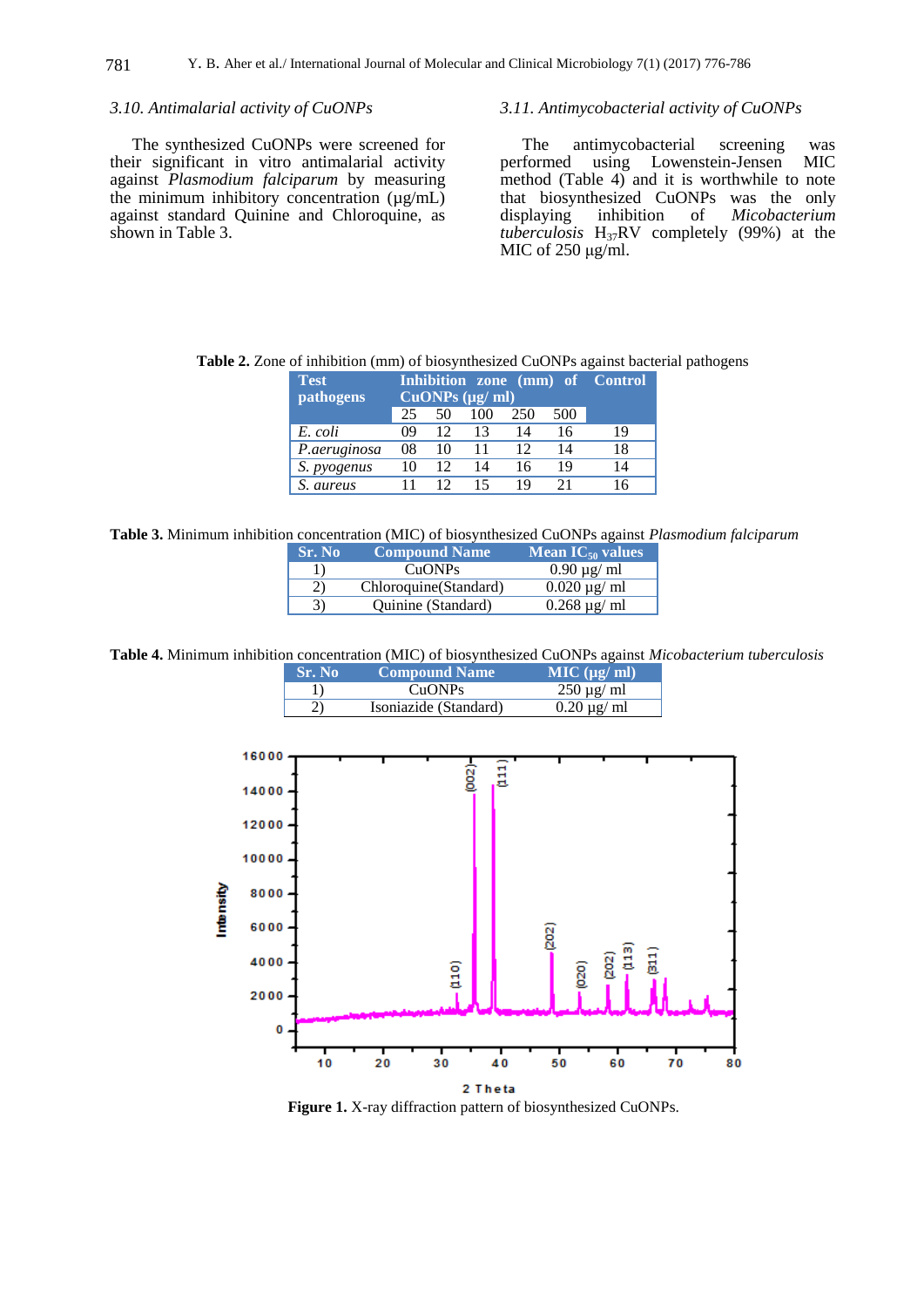### 3.10. Antimalarial activity of CuONPs

The synthesized CuONPs were screened for their significant in vitro antimalarial activity against *Plasmodium falciparum* by measuring the minimum inhibitory concentration (µg/mL) against standard Quinine and Chloroquine, as shown in Table 3.

### 3.11. Antimycobacterial activity of CuONPs

The antimycobacterial screening was performed using Lowenstein-Jensen MIC method (Table 4) and it is worthwhile to note that biosynthesized CuONPs was the only displaying inhibition of *Micobacterium tuberculosis* $H_{37}RV$ completely (99%) at the MIC of 250 µg/ml.

**Table 2.** Zone of inhibition (mm) of biosynthesized CuONPs against bacterial pathogens

| Test pathogens | Inhibition zone (mm) of CuONPs (µg/ ml) | | | | | Control |
|---|---|---|---|---|---|---|
| | 25 | 50 | 100 | 250 | 500 | |
| *E. coli* | 09 | 12 | 13 | 14 | 16 | 19 |
| *P.aeruginosa* | 08 | 10 | 11 | 12 | 14 | 18 |
| *S. pyogenus* | 10 | 12 | 14 | 16 | 19 | 14 |
| *S. aureus* | 11 | 12 | 15 | 19 | 21 | 16 |

**Table 3.** Minimum inhibition concentration (MIC) of biosynthesized CuONPs against *Plasmodium falciparum*

| Sr. No | Compound Name | Mean $IC_{50}$ values |
|---|---|---|
| 1) | CuONPs | 0.90 µg/ ml |
| 2) | Chloroquine(Standard) | 0.020 µg/ ml |
| 3) | Quinine (Standard) | 0.268 µg/ ml |

**Table 4.** Minimum inhibition concentration (MIC) of biosynthesized CuONPs against *Micobacterium tuberculosis*

| Sr. No | Compound Name | MIC (µg/ ml) |
|---|---|---|
| 1) | CuONPs | 250 µg/ ml |
| 2) | Isoniazide (Standard) | 0.20 µg/ ml |

**Figure 1.** X-ray diffraction pattern of biosynthesized CuONPs.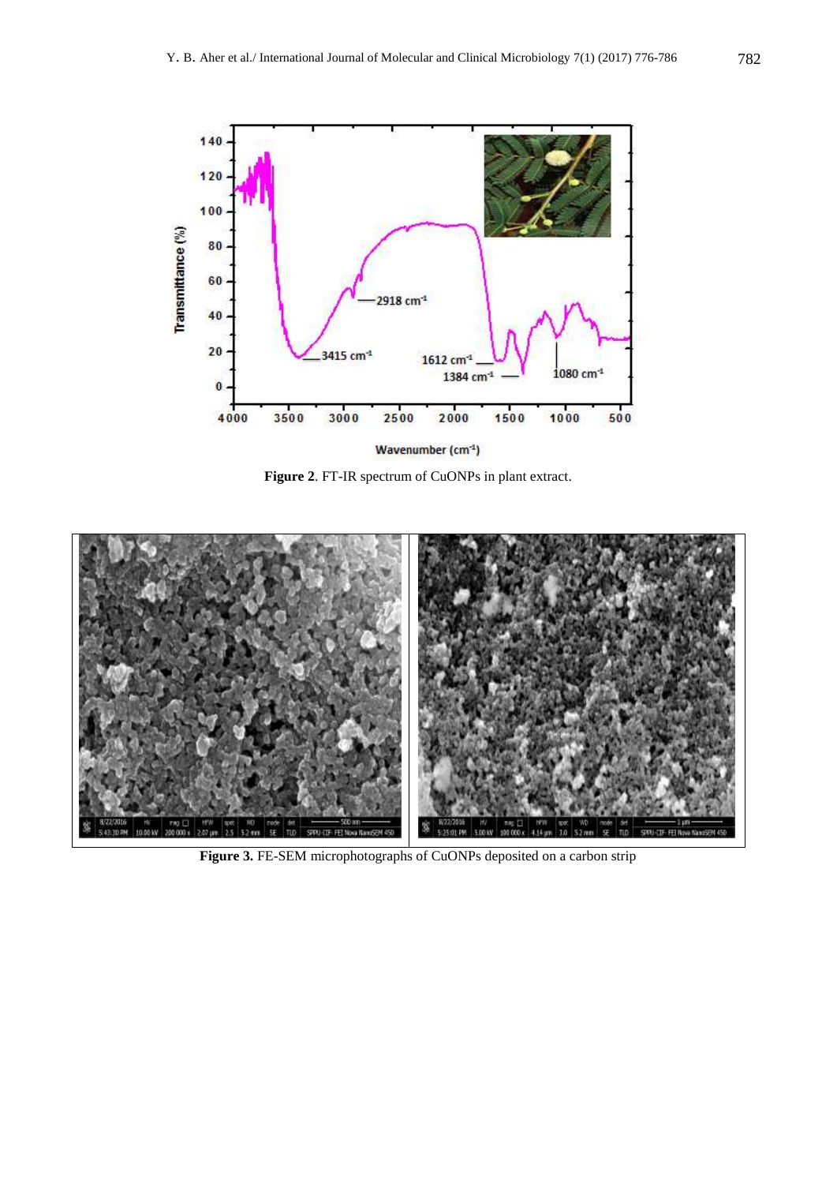**Figure 2**. FT-IR spectrum of CuONPs in plant extract.

**Figure 3.** FE-SEM microphotographs of CuONPs deposited on a carbon strip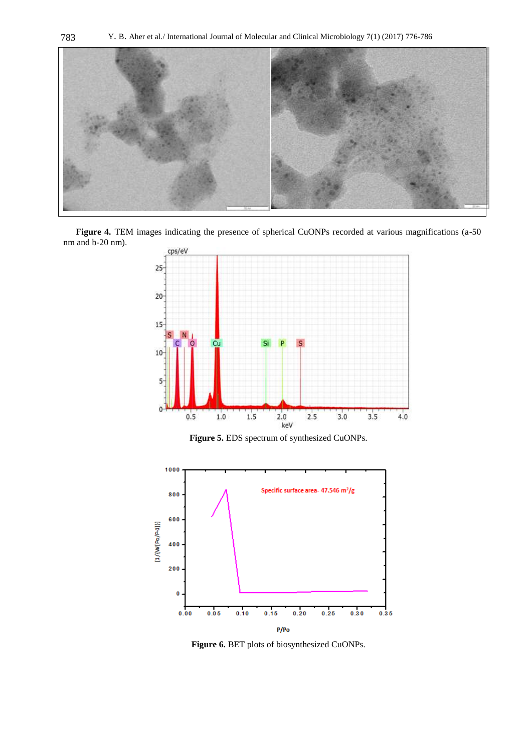**Figure 4.** TEM images indicating the presence of spherical CuONPs recorded at various magnifications (a-50 nm and b-20 nm).

**Figure 5.** EDS spectrum of synthesized CuONPs.

**Figure 6.** BET plots of biosynthesized CuONPs.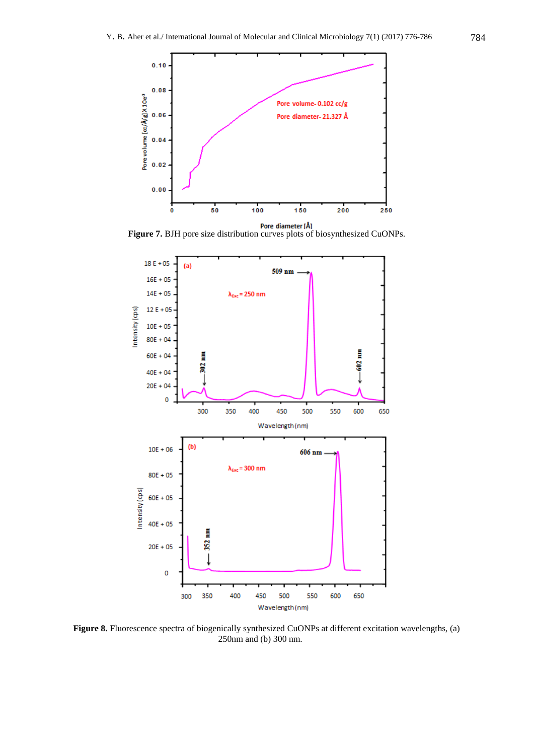**Figure 7.** BJH pore size distribution curves plots of biosynthesized CuONPs.

**Figure 8.** Fluorescence spectra of biogenically synthesized CuONPs at different excitation wavelengths, (a) 250nm and (b) 300 nm.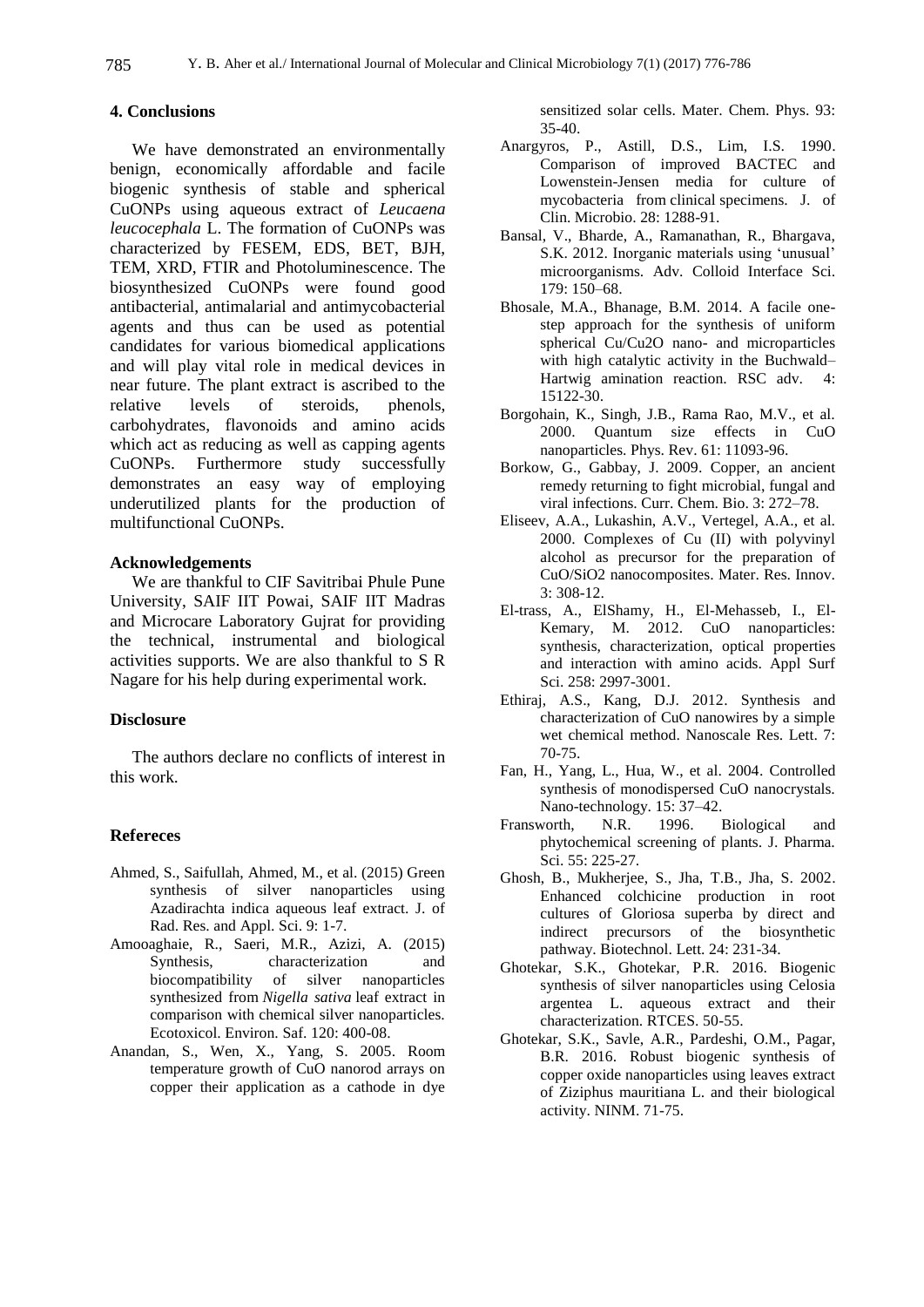## 4. Conclusions

We have demonstrated an environmentally benign, economically affordable and facile biogenic synthesis of stable and spherical CuONPs using aqueous extract of *Leucaena leucocephala* L. The formation of CuONPs was characterized by FESEM, EDS, BET, BJH, TEM, XRD, FTIR and Photoluminescence. The biosynthesized CuONPs were found good antibacterial, antimalarial and antimycobacterial agents and thus can be used as potential candidates for various biomedical applications and will play vital role in medical devices in near future. The plant extract is ascribed to the relative levels of steroids, phenols, carbohydrates, flavonoids and amino acids which act as reducing as well as capping agents CuONPs. Furthermore study successfully demonstrates an easy way of employing underutilized plants for the production of multifunctional CuONPs.

### Acknowledgements

We are thankful to CIF Savitribai Phule Pune University, SAIF IIT Powai, SAIF IIT Madras and Microcare Laboratory Gujrat for providing the technical, instrumental and biological activities supports. We are also thankful to S R Nagare for his help during experimental work.

### Disclosure

The authors declare no conflicts of interest in this work.

## Refereces

Ahmed, S., Saifullah, Ahmed, M., et al. (2015) Green synthesis of silver nanoparticles using Azadirachta indica aqueous leaf extract. J. of Rad. Res. and Appl. Sci. 9: 1-7.

Amooaghaie, R., Saeri, M.R., Azizi, A. (2015) Synthesis, characterization and biocompatibility of silver nanoparticles synthesized from *Nigella sativa* leaf extract in comparison with chemical silver nanoparticles. Ecotoxicol. Environ. Saf. 120: 400-08.

Anandan, S., Wen, X., Yang, S. 2005. Room temperature growth of CuO nanorod arrays on copper their application as a cathode in dye sensitized solar cells. Mater. Chem. Phys. 93: 35-40.

Anargyros, P., Astill, D.S., Lim, I.S. 1990. Comparison of improved BACTEC and Lowenstein-Jensen media for culture of mycobacteria from clinical specimens. J. of Clin. Microbio. 28: 1288-91.

Bansal, V., Bharde, A., Ramanathan, R., Bhargava, S.K. 2012. Inorganic materials using 'unusual' microorganisms. Adv. Colloid Interface Sci. 179: 150–68.

Bhosale, M.A., Bhanage, B.M. 2014. A facile one-step approach for the synthesis of uniform spherical Cu/Cu2O nano- and microparticles with high catalytic activity in the Buchwald–Hartwig amination reaction. RSC adv. 4: 15122-30.

Borgohain, K., Singh, J.B., Rama Rao, M.V., et al. 2000. Quantum size effects in CuO nanoparticles. Phys. Rev. 61: 11093-96.

Borkow, G., Gabbay, J. 2009. Copper, an ancient remedy returning to fight microbial, fungal and viral infections. Curr. Chem. Bio. 3: 272–78.

Eliseev, A.A., Lukashin, A.V., Vertegel, A.A., et al. 2000. Complexes of Cu (II) with polyvinyl alcohol as precursor for the preparation of CuO/SiO2 nanocomposites. Mater. Res. Innov. 3: 308-12.

El-trass, A., ElShamy, H., El-Mehasseb, I., El-Kemary, M. 2012. CuO nanoparticles: synthesis, characterization, optical properties and interaction with amino acids. Appl Surf Sci. 258: 2997-3001.

Ethiraj, A.S., Kang, D.J. 2012. Synthesis and characterization of CuO nanowires by a simple wet chemical method. Nanoscale Res. Lett. 7: 70-75.

Fan, H., Yang, L., Hua, W., et al. 2004. Controlled synthesis of monodispersed CuO nanocrystals. Nano-technology. 15: 37–42.

Fransworth, N.R. 1996. Biological and phytochemical screening of plants. J. Pharma. Sci. 55: 225-27.

Ghosh, B., Mukherjee, S., Jha, T.B., Jha, S. 2002. Enhanced colchicine production in root cultures of Gloriosa superba by direct and indirect precursors of the biosynthetic pathway. Biotechnol. Lett. 24: 231-34.

Ghotekar, S.K., Ghotekar, P.R. 2016. Biogenic synthesis of silver nanoparticles using Celosia argentea L. aqueous extract and their characterization. RTCES. 50-55.

Ghotekar, S.K., Savle, A.R., Pardeshi, O.M., Pagar, B.R. 2016. Robust biogenic synthesis of copper oxide nanoparticles using leaves extract of Ziziphus mauritiana L. and their biological activity. NINM. 71-75.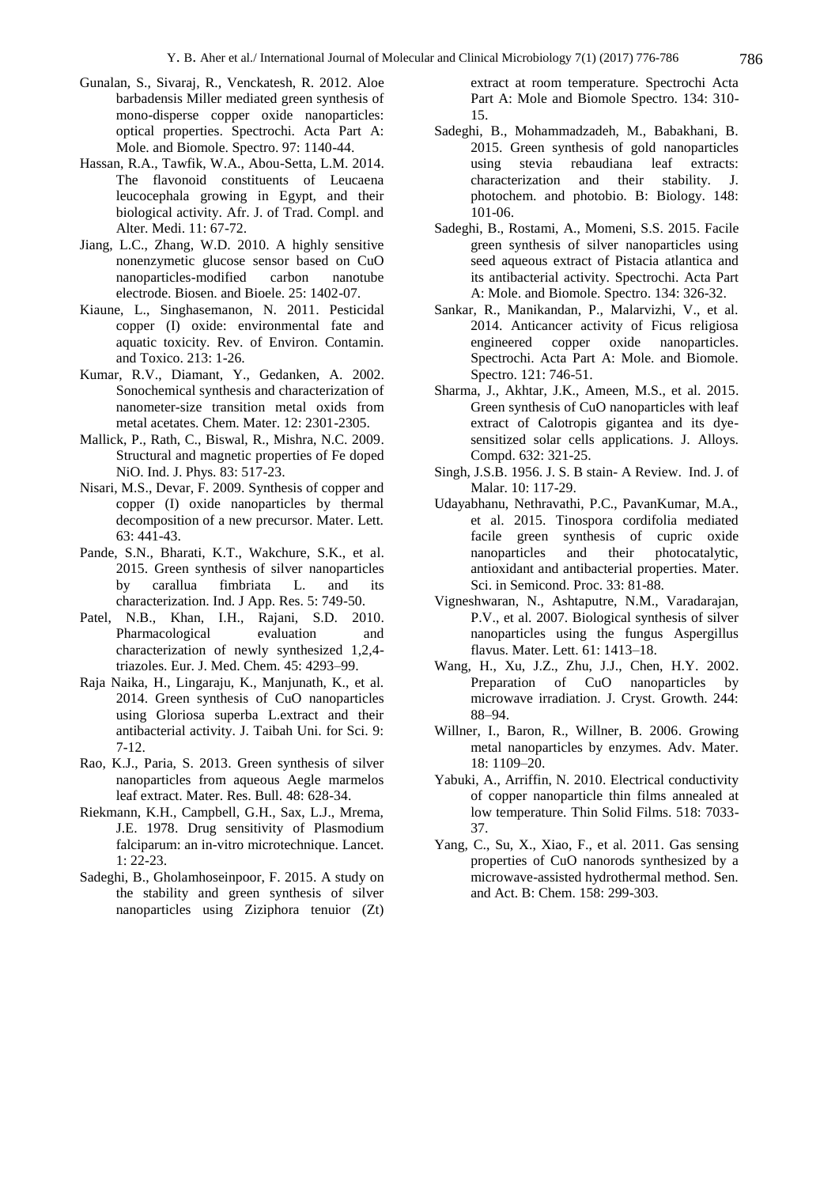Gunalan, S., Sivaraj, R., Venckatesh, R. 2012. Aloe barbadensis Miller mediated green synthesis of mono-disperse copper oxide nanoparticles: optical properties. Spectrochi. Acta Part A: Mole. and Biomole. Spectro. 97: 1140-44.

Hassan, R.A., Tawfik, W.A., Abou-Setta, L.M. 2014. The flavonoid constituents of Leucaena leucocephala growing in Egypt, and their biological activity. Afr. J. of Trad. Compl. and Alter. Medi. 11: 67-72.

Jiang, L.C., Zhang, W.D. 2010. A highly sensitive nonenzymetic glucose sensor based on CuO nanoparticles-modified carbon nanotube electrode. Biosen. and Bioele. 25: 1402-07.

Kiaune, L., Singhasemanon, N. 2011. Pesticidal copper (I) oxide: environmental fate and aquatic toxicity. Rev. of Environ. Contamin. and Toxico. 213: 1-26.

Kumar, R.V., Diamant, Y., Gedanken, A. 2002. Sonochemical synthesis and characterization of nanometer-size transition metal oxids from metal acetates. Chem. Mater. 12: 2301-2305.

Mallick, P., Rath, C., Biswal, R., Mishra, N.C. 2009. Structural and magnetic properties of Fe doped NiO. Ind. J. Phys. 83: 517-23.

Nisari, M.S., Devar, F. 2009. Synthesis of copper and copper (I) oxide nanoparticles by thermal decomposition of a new precursor. Mater. Lett. 63: 441-43.

Pande, S.N., Bharati, K.T., Wakchure, S.K., et al. 2015. Green synthesis of silver nanoparticles by carallua fimbriata L. and its characterization. Ind. J App. Res. 5: 749-50.

Patel, N.B., Khan, I.H., Rajani, S.D. 2010. Pharmacological evaluation and characterization of newly synthesized 1,2,4-triazoles. Eur. J. Med. Chem. 45: 4293–99.

Raja Naika, H., Lingaraju, K., Manjunath, K., et al. 2014. Green synthesis of CuO nanoparticles using Gloriosa superba L.extract and their antibacterial activity. J. Taibah Uni. for Sci. 9: 7-12.

Rao, K.J., Paria, S. 2013. Green synthesis of silver nanoparticles from aqueous Aegle marmelos leaf extract. Mater. Res. Bull. 48: 628-34.

Riekmann, K.H., Campbell, G.H., Sax, L.J., Mrema, J.E. 1978. Drug sensitivity of Plasmodium falciparum: an in-vitro microtechnique. Lancet. 1: 22-23.

Sadeghi, B., Gholamhoseinpoor, F. 2015. A study on the stability and green synthesis of silver nanoparticles using Ziziphora tenuior (Zt) extract at room temperature. Spectrochi Acta Part A: Mole and Biomole Spectro. 134: 310-15.

Sadeghi, B., Mohammadzadeh, M., Babakhani, B. 2015. Green synthesis of gold nanoparticles using stevia rebaudiana leaf extracts: characterization and their stability. J. photochem. and photobio. B: Biology. 148: 101-06.

Sadeghi, B., Rostami, A., Momeni, S.S. 2015. Facile green synthesis of silver nanoparticles using seed aqueous extract of Pistacia atlantica and its antibacterial activity. Spectrochi. Acta Part A: Mole. and Biomole. Spectro. 134: 326-32.

Sankar, R., Manikandan, P., Malarvizhi, V., et al. 2014. Anticancer activity of Ficus religiosa engineered copper oxide nanoparticles. Spectrochi. Acta Part A: Mole. and Biomole. Spectro. 121: 746-51.

Sharma, J., Akhtar, J.K., Ameen, M.S., et al. 2015. Green synthesis of CuO nanoparticles with leaf extract of Calotropis gigantea and its dye-sensitized solar cells applications. J. Alloys. Compd. 632: 321-25.

Singh, J.S.B. 1956. J. S. B stain- A Review. Ind. J. of Malar. 10: 117-29.

Udayabhanu, Nethravathi, P.C., PavanKumar, M.A., et al. 2015. Tinospora cordifolia mediated facile green synthesis of cupric oxide nanoparticles and their photocatalytic, antioxidant and antibacterial properties. Mater. Sci. in Semicond. Proc. 33: 81-88.

Vigneshwaran, N., Ashtaputre, N.M., Varadarajan, P.V., et al. 2007. Biological synthesis of silver nanoparticles using the fungus Aspergillus flavus. Mater. Lett. 61: 1413–18.

Wang, H., Xu, J.Z., Zhu, J.J., Chen, H.Y. 2002. Preparation of CuO nanoparticles by microwave irradiation. J. Cryst. Growth. 244: 88–94.

Willner, I., Baron, R., Willner, B. 2006. Growing metal nanoparticles by enzymes. Adv. Mater. 18: 1109–20.

Yabuki, A., Arriffin, N. 2010. Electrical conductivity of copper nanoparticle thin films annealed at low temperature. Thin Solid Films. 518: 7033-37.

Yang, C., Su, X., Xiao, F., et al. 2011. Gas sensing properties of CuO nanorods synthesized by a microwave-assisted hydrothermal method. Sen. and Act. B: Chem. 158: 299-303.